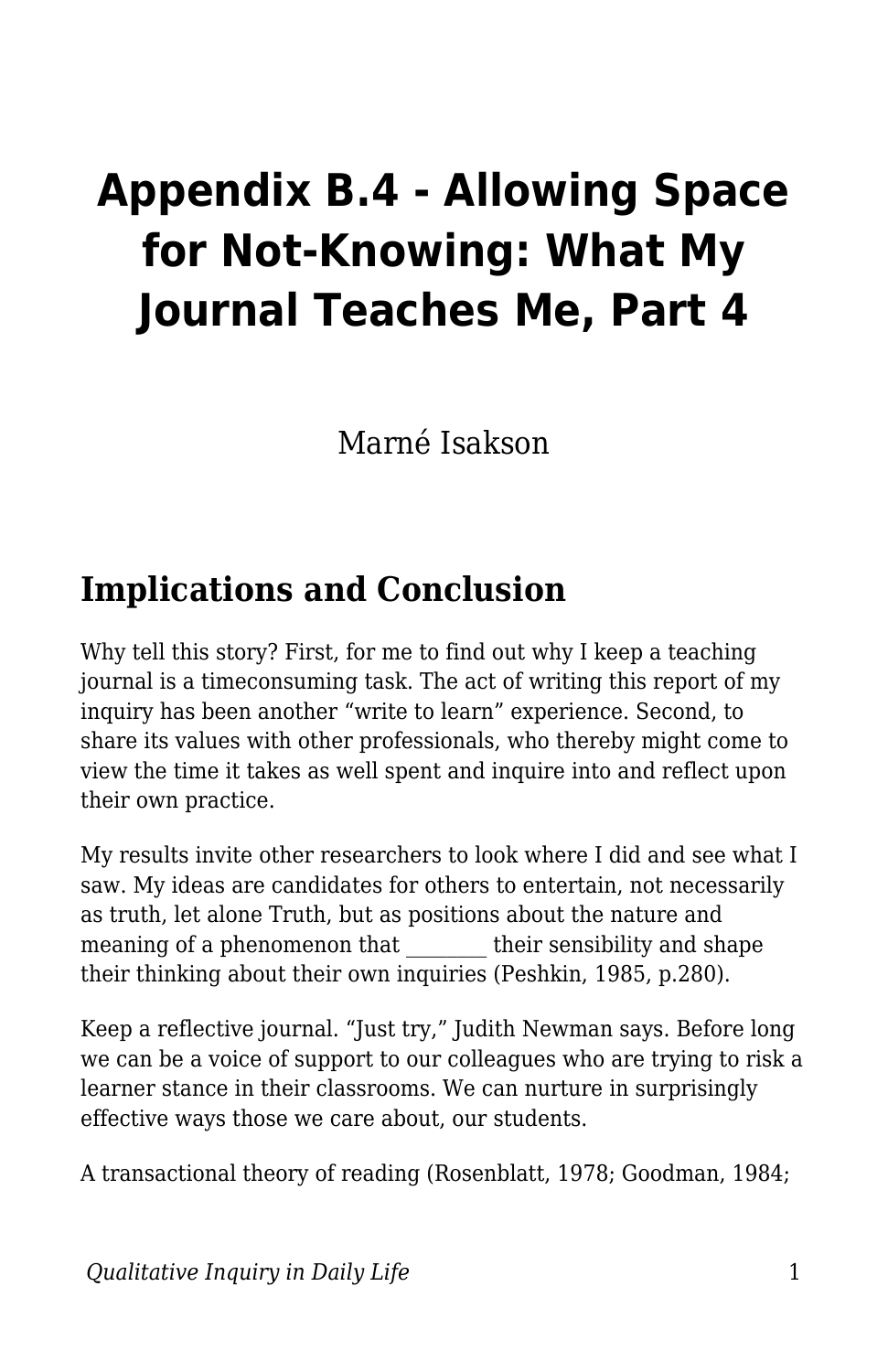# Appendix B.4 - Allowing Space for Not-Knowing: What My Journal Teaches Me, Part 4

Marné Isakson

## Implications and Conclusion

Why tell this story? First, for me to find out why I keep a teaching journal is a timeconsuming task. The act of writing this report of my inquiry has been another "write to learn" experience. Second, to share its values with other professionals, who thereby might come to view the time it takes as well spent and inquire into and reflect upon their own practice.

My results invite other researchers to look where I did and see what I saw. My ideas are candidates for others to entertain, not necessarily as truth, let alone Truth, but as positions about the nature and meaning of a phenomenon that ________ their sensibility and shape their thinking about their own inquiries (Peshkin, 1985, p.280).

Keep a reflective journal. "Just try," Judith Newman says. Before long we can be a voice of support to our colleagues who are trying to risk a learner stance in their classrooms. We can nurture in surprisingly effective ways those we care about, our students.

A transactional theory of reading (Rosenblatt, 1978; Goodman, 1984;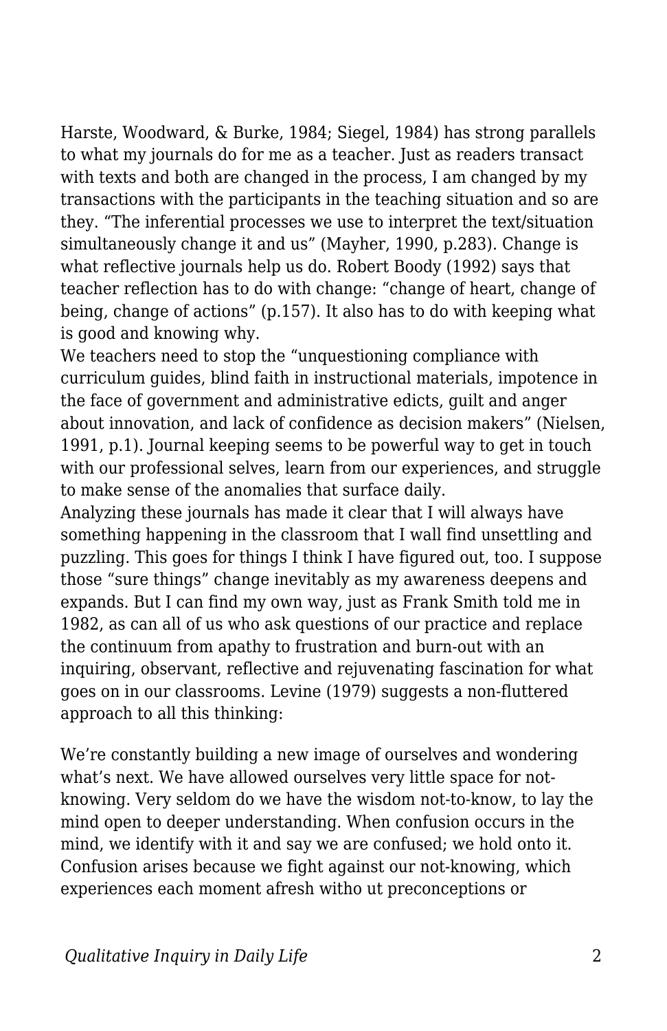Harste, Woodward, & Burke, 1984; Siegel, 1984) has strong parallels to what my journals do for me as a teacher. Just as readers transact with texts and both are changed in the process, I am changed by my transactions with the participants in the teaching situation and so are they. "The inferential processes we use to interpret the text/situation simultaneously change it and us" (Mayher, 1990, p.283). Change is what reflective journals help us do. Robert Boody (1992) says that teacher reflection has to do with change: "change of heart, change of being, change of actions" (p.157). It also has to do with keeping what is good and knowing why.

We teachers need to stop the "unquestioning compliance with curriculum guides, blind faith in instructional materials, impotence in the face of government and administrative edicts, guilt and anger about innovation, and lack of confidence as decision makers" (Nielsen, 1991, p.1). Journal keeping seems to be powerful way to get in touch with our professional selves, learn from our experiences, and struggle to make sense of the anomalies that surface daily.

Analyzing these journals has made it clear that I will always have something happening in the classroom that I wall find unsettling and puzzling. This goes for things I think I have figured out, too. I suppose those "sure things" change inevitably as my awareness deepens and expands. But I can find my own way, just as Frank Smith told me in 1982, as can all of us who ask questions of our practice and replace the continuum from apathy to frustration and burn-out with an inquiring, observant, reflective and rejuvenating fascination for what goes on in our classrooms. Levine (1979) suggests a non-fluttered approach to all this thinking:

> We're constantly building a new image of ourselves and wondering what's next. We have allowed ourselves very little space for not-knowing. Very seldom do we have the wisdom not-to-know, to lay the mind open to deeper understanding. When confusion occurs in the mind, we identify with it and say we are confused; we hold onto it. Confusion arises because we fight against our not-knowing, which experiences each moment afresh witho ut preconceptions or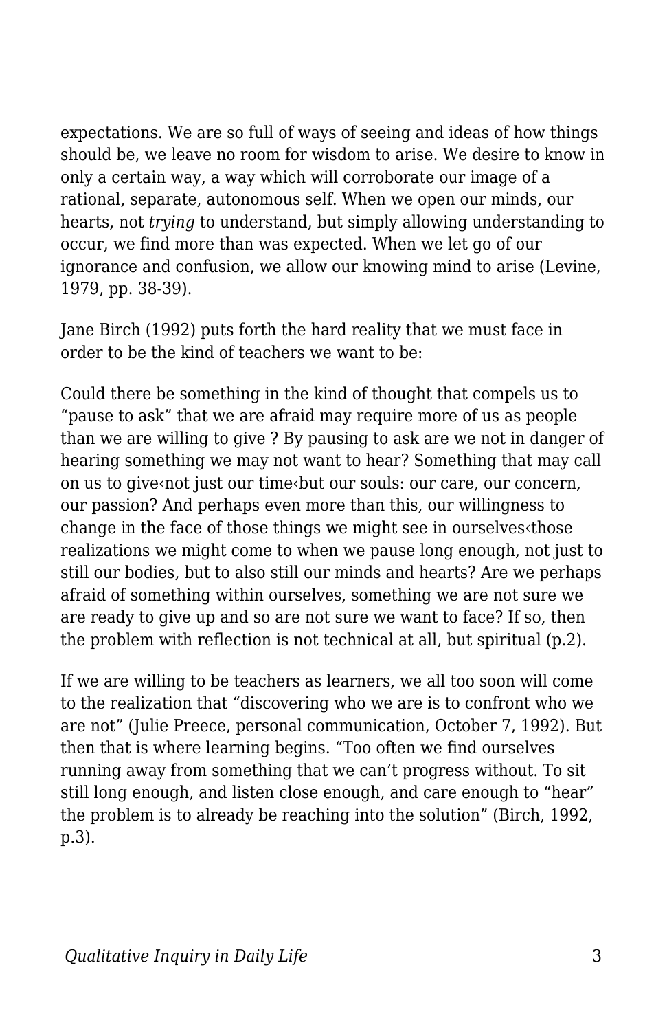expectations. We are so full of ways of seeing and ideas of how things should be, we leave no room for wisdom to arise. We desire to know in only a certain way, a way which will corroborate our image of a rational, separate, autonomous self. When we open our minds, our hearts, not *trying* to understand, but simply allowing understanding to occur, we find more than was expected. When we let go of our ignorance and confusion, we allow our knowing mind to arise (Levine, 1979, pp. 38-39).

Jane Birch (1992) puts forth the hard reality that we must face in order to be the kind of teachers we want to be:

Could there be something in the kind of thought that compels us to "pause to ask" that we are afraid may require more of us as people than we are willing to give ? By pausing to ask are we not in danger of hearing something we may not want to hear? Something that may call on us to give‹not just our time‹but our souls: our care, our concern, our passion? And perhaps even more than this, our willingness to change in the face of those things we might see in ourselves‹those realizations we might come to when we pause long enough, not just to still our bodies, but to also still our minds and hearts? Are we perhaps afraid of something within ourselves, something we are not sure we are ready to give up and so are not sure we want to face? If so, then the problem with reflection is not technical at all, but spiritual (p.2).

If we are willing to be teachers as learners, we all too soon will come to the realization that "discovering who we are is to confront who we are not" (Julie Preece, personal communication, October 7, 1992). But then that is where learning begins. "Too often we find ourselves running away from something that we can't progress without. To sit still long enough, and listen close enough, and care enough to "hear" the problem is to already be reaching into the solution" (Birch, 1992, p.3).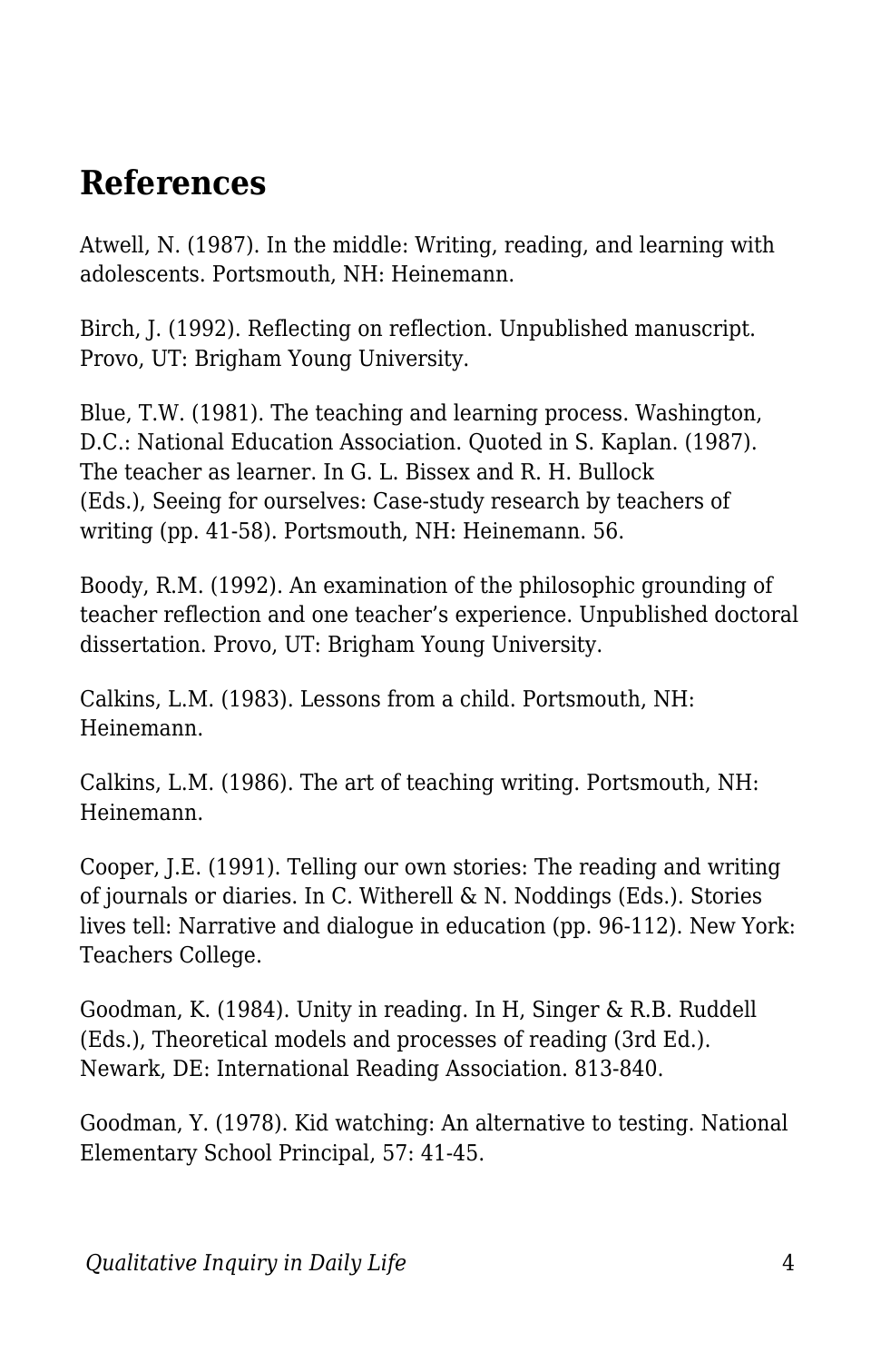## References

Atwell, N. (1987). In the middle: Writing, reading, and learning with adolescents. Portsmouth, NH: Heinemann.

Birch, J. (1992). Reflecting on reflection. Unpublished manuscript. Provo, UT: Brigham Young University.

Blue, T.W. (1981). The teaching and learning process. Washington, D.C.: National Education Association. Quoted in S. Kaplan. (1987). The teacher as learner. In G. L. Bissex and R. H. Bullock (Eds.), Seeing for ourselves: Case-study research by teachers of writing (pp. 41-58). Portsmouth, NH: Heinemann. 56.

Boody, R.M. (1992). An examination of the philosophic grounding of teacher reflection and one teacher's experience. Unpublished doctoral dissertation. Provo, UT: Brigham Young University.

Calkins, L.M. (1983). Lessons from a child. Portsmouth, NH: Heinemann.

Calkins, L.M. (1986). The art of teaching writing. Portsmouth, NH: Heinemann.

Cooper, J.E. (1991). Telling our own stories: The reading and writing of journals or diaries. In C. Witherell & N. Noddings (Eds.). Stories lives tell: Narrative and dialogue in education (pp. 96-112). New York: Teachers College.

Goodman, K. (1984). Unity in reading. In H, Singer & R.B. Ruddell (Eds.), Theoretical models and processes of reading (3rd Ed.). Newark, DE: International Reading Association. 813-840.

Goodman, Y. (1978). Kid watching: An alternative to testing. National Elementary School Principal, 57: 41-45.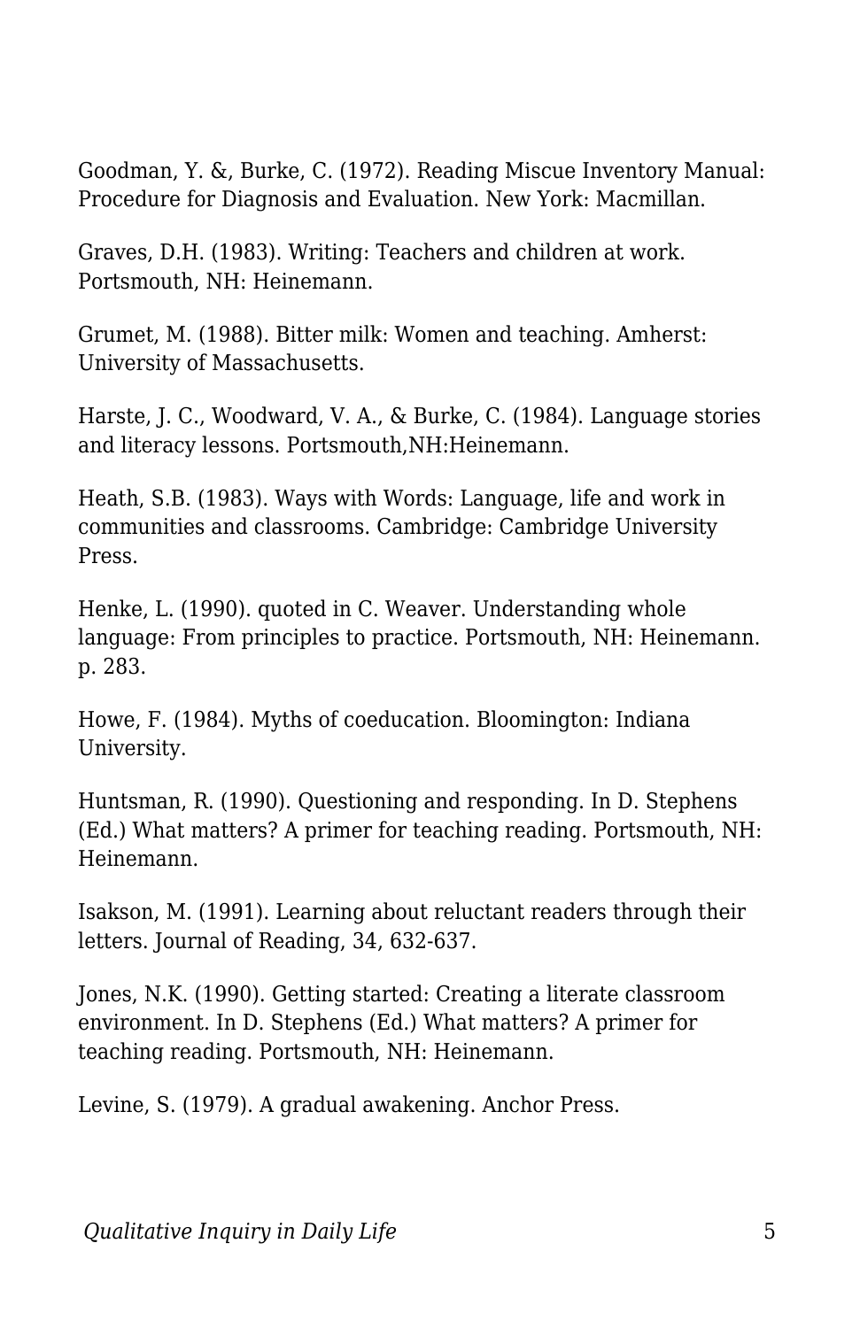Goodman, Y. &, Burke, C. (1972). Reading Miscue Inventory Manual: Procedure for Diagnosis and Evaluation. New York: Macmillan.

Graves, D.H. (1983). Writing: Teachers and children at work. Portsmouth, NH: Heinemann.

Grumet, M. (1988). Bitter milk: Women and teaching. Amherst: University of Massachusetts.

Harste, J. C., Woodward, V. A., & Burke, C. (1984). Language stories and literacy lessons. Portsmouth,NH:Heinemann.

Heath, S.B. (1983). Ways with Words: Language, life and work in communities and classrooms. Cambridge: Cambridge University Press.

Henke, L. (1990). quoted in C. Weaver. Understanding whole language: From principles to practice. Portsmouth, NH: Heinemann. p. 283.

Howe, F. (1984). Myths of coeducation. Bloomington: Indiana University.

Huntsman, R. (1990). Questioning and responding. In D. Stephens (Ed.) What matters? A primer for teaching reading. Portsmouth, NH: Heinemann.

Isakson, M. (1991). Learning about reluctant readers through their letters. Journal of Reading, 34, 632-637.

Jones, N.K. (1990). Getting started: Creating a literate classroom environment. In D. Stephens (Ed.) What matters? A primer for teaching reading. Portsmouth, NH: Heinemann.

Levine, S. (1979). A gradual awakening. Anchor Press.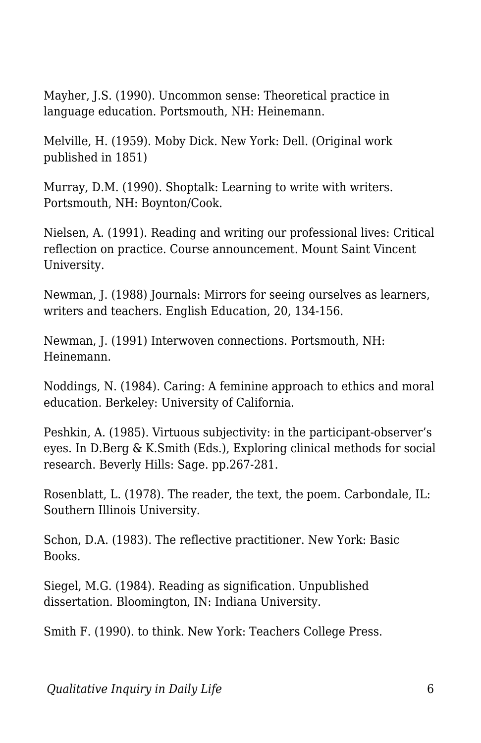Mayher, J.S. (1990). Uncommon sense: Theoretical practice in language education. Portsmouth, NH: Heinemann.

Melville, H. (1959). Moby Dick. New York: Dell. (Original work published in 1851)

Murray, D.M. (1990). Shoptalk: Learning to write with writers. Portsmouth, NH: Boynton/Cook.

Nielsen, A. (1991). Reading and writing our professional lives: Critical reflection on practice. Course announcement. Mount Saint Vincent University.

Newman, J. (1988) Journals: Mirrors for seeing ourselves as learners, writers and teachers. English Education, 20, 134-156.

Newman, J. (1991) Interwoven connections. Portsmouth, NH: Heinemann.

Noddings, N. (1984). Caring: A feminine approach to ethics and moral education. Berkeley: University of California.

Peshkin, A. (1985). Virtuous subjectivity: in the participant-observer's eyes. In D.Berg & K.Smith (Eds.), Exploring clinical methods for social research. Beverly Hills: Sage. pp.267-281.

Rosenblatt, L. (1978). The reader, the text, the poem. Carbondale, IL: Southern Illinois University.

Schon, D.A. (1983). The reflective practitioner. New York: Basic Books.

Siegel, M.G. (1984). Reading as signification. Unpublished dissertation. Bloomington, IN: Indiana University.

Smith F. (1990). to think. New York: Teachers College Press.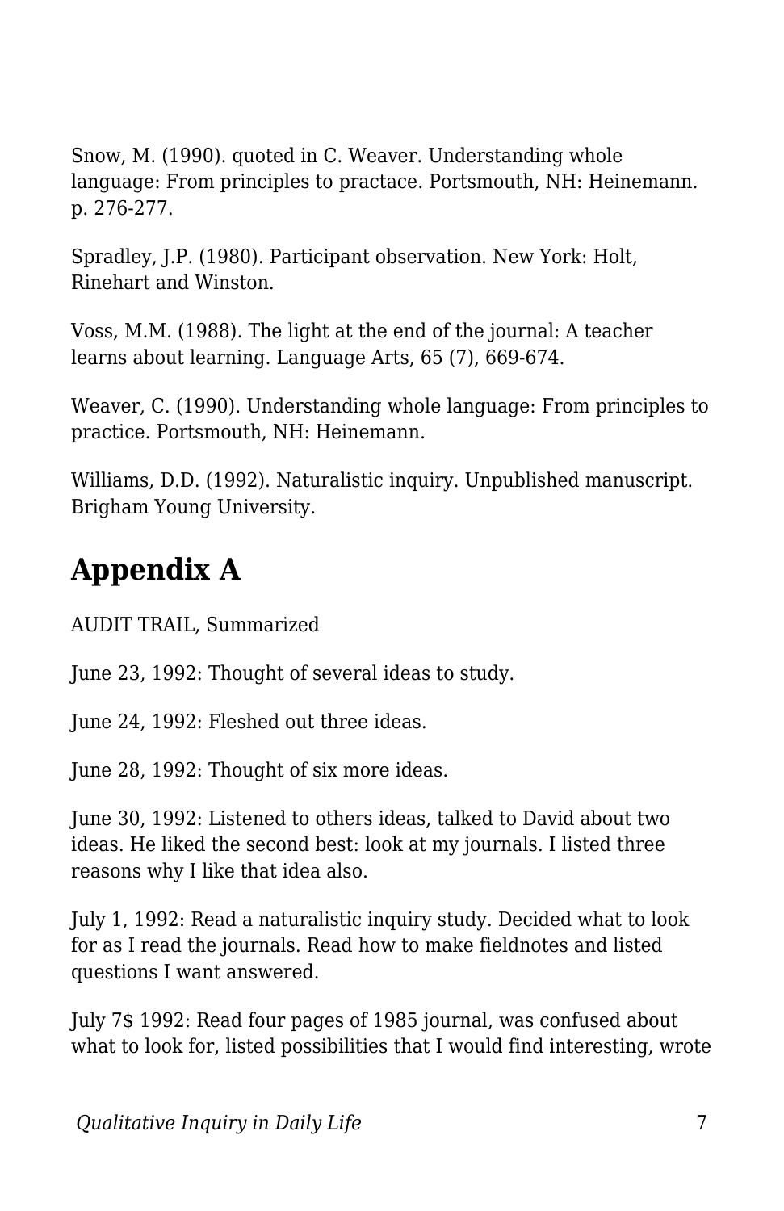Snow, M. (1990). quoted in C. Weaver. Understanding whole language: From principles to practace. Portsmouth, NH: Heinemann. p. 276-277.

Spradley, J.P. (1980). Participant observation. New York: Holt, Rinehart and Winston.

Voss, M.M. (1988). The light at the end of the journal: A teacher learns about learning. Language Arts, 65 (7), 669-674.

Weaver, C. (1990). Understanding whole language: From principles to practice. Portsmouth, NH: Heinemann.

Williams, D.D. (1992). Naturalistic inquiry. Unpublished manuscript. Brigham Young University.

## Appendix A

AUDIT TRAIL, Summarized

June 23, 1992: Thought of several ideas to study.

June 24, 1992: Fleshed out three ideas.

June 28, 1992: Thought of six more ideas.

June 30, 1992: Listened to others ideas, talked to David about two ideas. He liked the second best: look at my journals. I listed three reasons why I like that idea also.

July 1, 1992: Read a naturalistic inquiry study. Decided what to look for as I read the journals. Read how to make fieldnotes and listed questions I want answered.

July 7$ 1992: Read four pages of 1985 journal, was confused about what to look for, listed possibilities that I would find interesting, wrote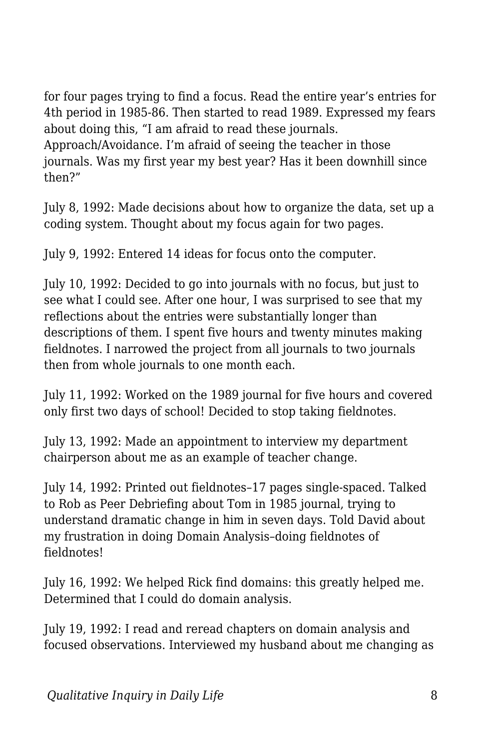for four pages trying to find a focus. Read the entire year's entries for 4th period in 1985-86. Then started to read 1989. Expressed my fears about doing this, "I am afraid to read these journals. Approach/Avoidance. I'm afraid of seeing the teacher in those journals. Was my first year my best year? Has it been downhill since then?"

July 8, 1992: Made decisions about how to organize the data, set up a coding system. Thought about my focus again for two pages.

July 9, 1992: Entered 14 ideas for focus onto the computer.

July 10, 1992: Decided to go into journals with no focus, but just to see what I could see. After one hour, I was surprised to see that my reflections about the entries were substantially longer than descriptions of them. I spent five hours and twenty minutes making fieldnotes. I narrowed the project from all journals to two journals then from whole journals to one month each.

July 11, 1992: Worked on the 1989 journal for five hours and covered only first two days of school! Decided to stop taking fieldnotes.

July 13, 1992: Made an appointment to interview my department chairperson about me as an example of teacher change.

July 14, 1992: Printed out fieldnotes–17 pages single-spaced. Talked to Rob as Peer Debriefing about Tom in 1985 journal, trying to understand dramatic change in him in seven days. Told David about my frustration in doing Domain Analysis–doing fieldnotes of fieldnotes!

July 16, 1992: We helped Rick find domains: this greatly helped me. Determined that I could do domain analysis.

July 19, 1992: I read and reread chapters on domain analysis and focused observations. Interviewed my husband about me changing as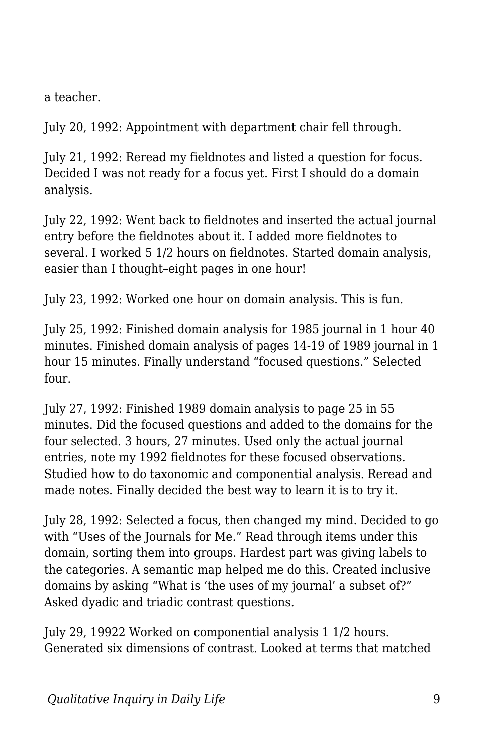a teacher.

July 20, 1992: Appointment with department chair fell through.

July 21, 1992: Reread my fieldnotes and listed a question for focus. Decided I was not ready for a focus yet. First I should do a domain analysis.

July 22, 1992: Went back to fieldnotes and inserted the actual journal entry before the fieldnotes about it. I added more fieldnotes to several. I worked 5 1/2 hours on fieldnotes. Started domain analysis, easier than I thought–eight pages in one hour!

July 23, 1992: Worked one hour on domain analysis. This is fun.

July 25, 1992: Finished domain analysis for 1985 journal in 1 hour 40 minutes. Finished domain analysis of pages 14-19 of 1989 journal in 1 hour 15 minutes. Finally understand "focused questions." Selected four.

July 27, 1992: Finished 1989 domain analysis to page 25 in 55 minutes. Did the focused questions and added to the domains for the four selected. 3 hours, 27 minutes. Used only the actual journal entries, note my 1992 fieldnotes for these focused observations. Studied how to do taxonomic and componential analysis. Reread and made notes. Finally decided the best way to learn it is to try it.

July 28, 1992: Selected a focus, then changed my mind. Decided to go with "Uses of the Journals for Me." Read through items under this domain, sorting them into groups. Hardest part was giving labels to the categories. A semantic map helped me do this. Created inclusive domains by asking "What is 'the uses of my journal' a subset of?" Asked dyadic and triadic contrast questions.

July 29, 19922 Worked on componential analysis 1 1/2 hours. Generated six dimensions of contrast. Looked at terms that matched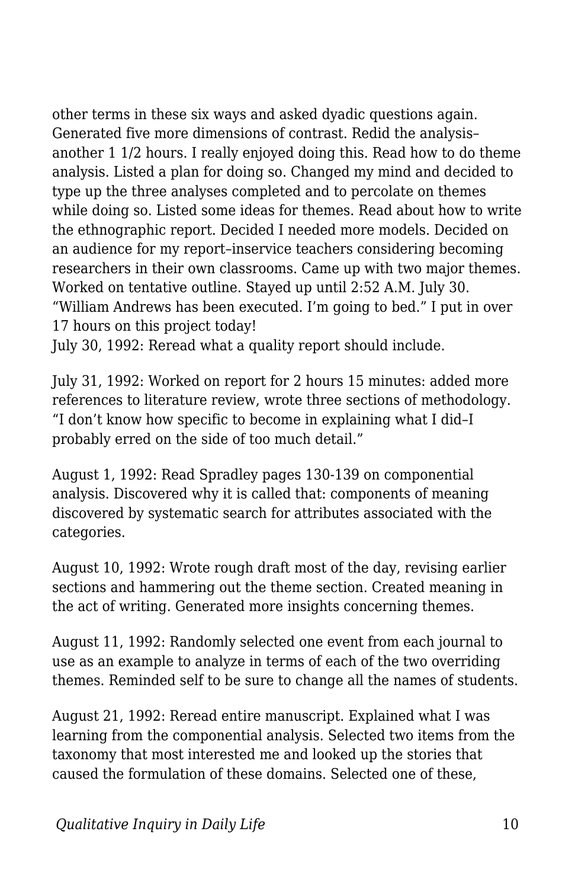other terms in these six ways and asked dyadic questions again. Generated five more dimensions of contrast. Redid the analysis–another 1 1/2 hours. I really enjoyed doing this. Read how to do theme analysis. Listed a plan for doing so. Changed my mind and decided to type up the three analyses completed and to percolate on themes while doing so. Listed some ideas for themes. Read about how to write the ethnographic report. Decided I needed more models. Decided on an audience for my report–inservice teachers considering becoming researchers in their own classrooms. Came up with two major themes. Worked on tentative outline. Stayed up until 2:52 A.M. July 30. "William Andrews has been executed. I'm going to bed." I put in over 17 hours on this project today!
July 30, 1992: Reread what a quality report should include.

July 31, 1992: Worked on report for 2 hours 15 minutes: added more references to literature review, wrote three sections of methodology. "I don't know how specific to become in explaining what I did–I probably erred on the side of too much detail."

August 1, 1992: Read Spradley pages 130-139 on componential analysis. Discovered why it is called that: components of meaning discovered by systematic search for attributes associated with the categories.

August 10, 1992: Wrote rough draft most of the day, revising earlier sections and hammering out the theme section. Created meaning in the act of writing. Generated more insights concerning themes.

August 11, 1992: Randomly selected one event from each journal to use as an example to analyze in terms of each of the two overriding themes. Reminded self to be sure to change all the names of students.

August 21, 1992: Reread entire manuscript. Explained what I was learning from the componential analysis. Selected two items from the taxonomy that most interested me and looked up the stories that caused the formulation of these domains. Selected one of these,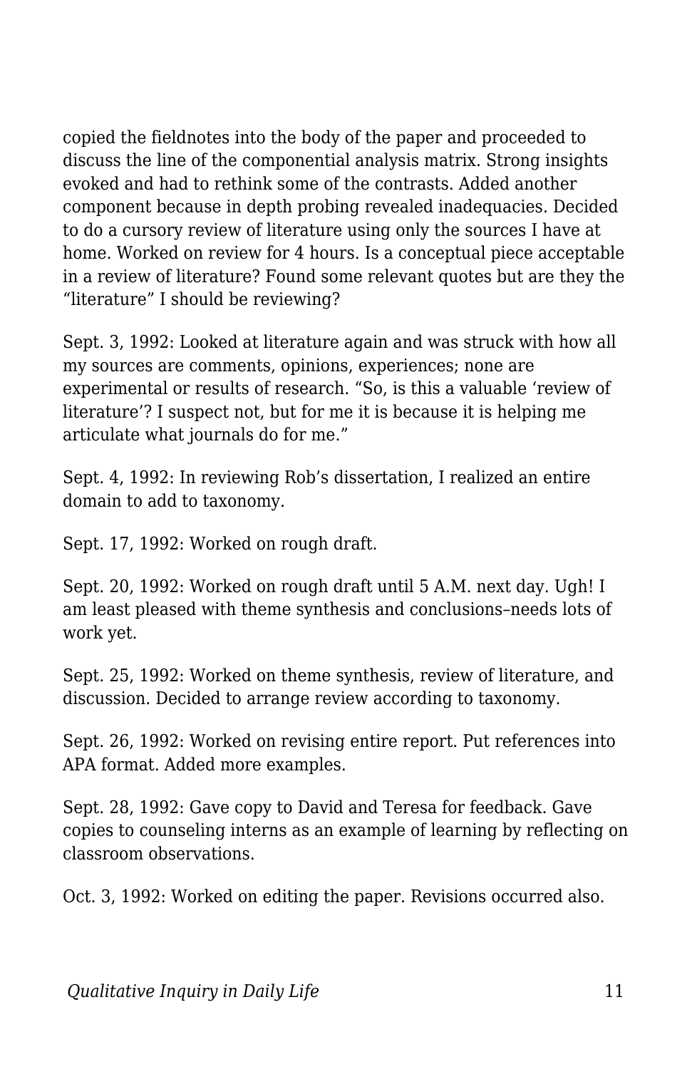copied the fieldnotes into the body of the paper and proceeded to discuss the line of the componential analysis matrix. Strong insights evoked and had to rethink some of the contrasts. Added another component because in depth probing revealed inadequacies. Decided to do a cursory review of literature using only the sources I have at home. Worked on review for 4 hours. Is a conceptual piece acceptable in a review of literature? Found some relevant quotes but are they the "literature" I should be reviewing?

Sept. 3, 1992: Looked at literature again and was struck with how all my sources are comments, opinions, experiences; none are experimental or results of research. "So, is this a valuable 'review of literature'? I suspect not, but for me it is because it is helping me articulate what journals do for me."

Sept. 4, 1992: In reviewing Rob's dissertation, I realized an entire domain to add to taxonomy.

Sept. 17, 1992: Worked on rough draft.

Sept. 20, 1992: Worked on rough draft until 5 A.M. next day. Ugh! I am least pleased with theme synthesis and conclusions–needs lots of work yet.

Sept. 25, 1992: Worked on theme synthesis, review of literature, and discussion. Decided to arrange review according to taxonomy.

Sept. 26, 1992: Worked on revising entire report. Put references into APA format. Added more examples.

Sept. 28, 1992: Gave copy to David and Teresa for feedback. Gave copies to counseling interns as an example of learning by reflecting on classroom observations.

Oct. 3, 1992: Worked on editing the paper. Revisions occurred also.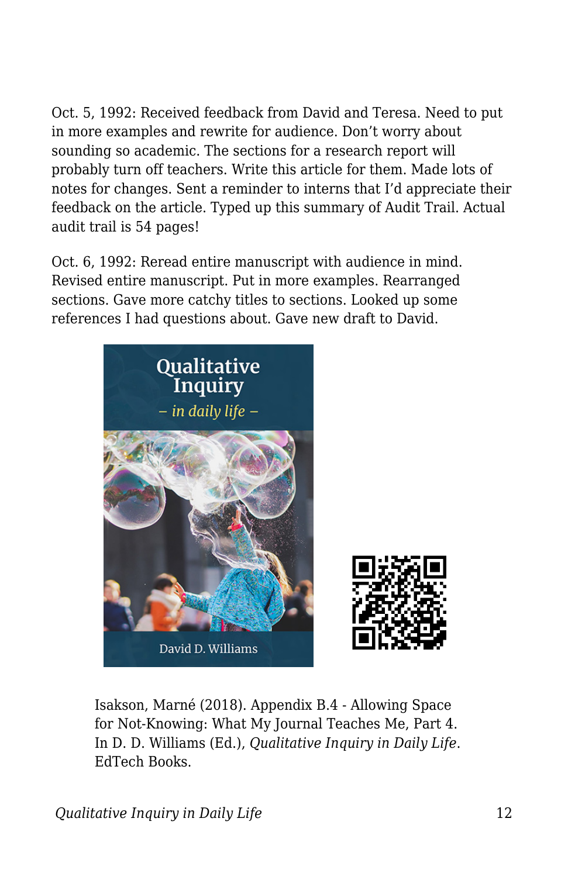Oct. 5, 1992: Received feedback from David and Teresa. Need to put in more examples and rewrite for audience. Don't worry about sounding so academic. The sections for a research report will probably turn off teachers. Write this article for them. Made lots of notes for changes. Sent a reminder to interns that I'd appreciate their feedback on the article. Typed up this summary of Audit Trail. Actual audit trail is 54 pages!

Oct. 6, 1992: Reread entire manuscript with audience in mind. Revised entire manuscript. Put in more examples. Rearranged sections. Gave more catchy titles to sections. Looked up some references I had questions about. Gave new draft to David.

Isakson, Marné (2018). Appendix B.4 - Allowing Space for Not-Knowing: What My Journal Teaches Me, Part 4. In D. D. Williams (Ed.), *Qualitative Inquiry in Daily Life*. EdTech Books.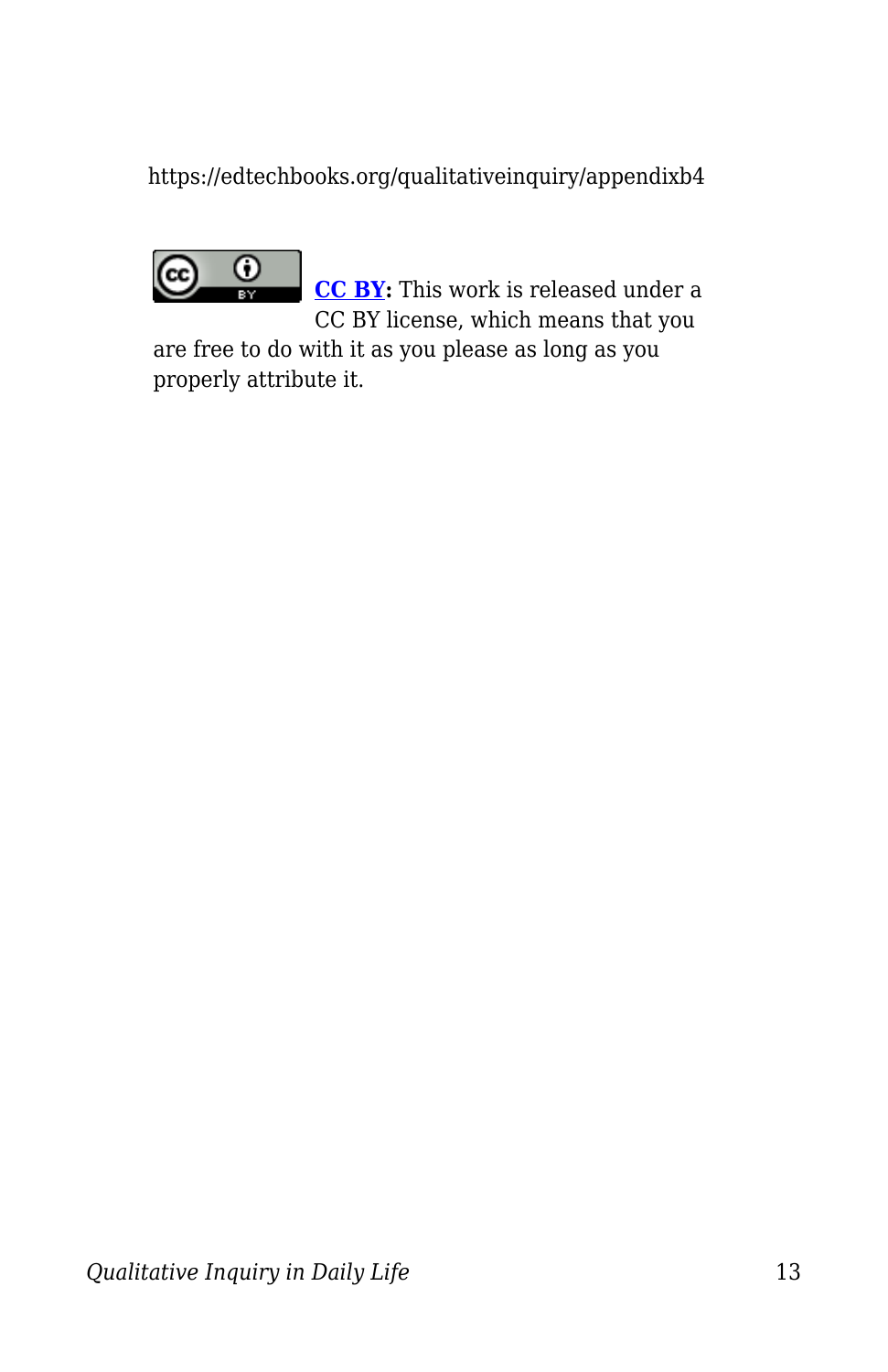https://edtechbooks.org/qualitativeinquiry/appendixb4

**CC BY:** This work is released under a CC BY license, which means that you are free to do with it as you please as long as you properly attribute it.